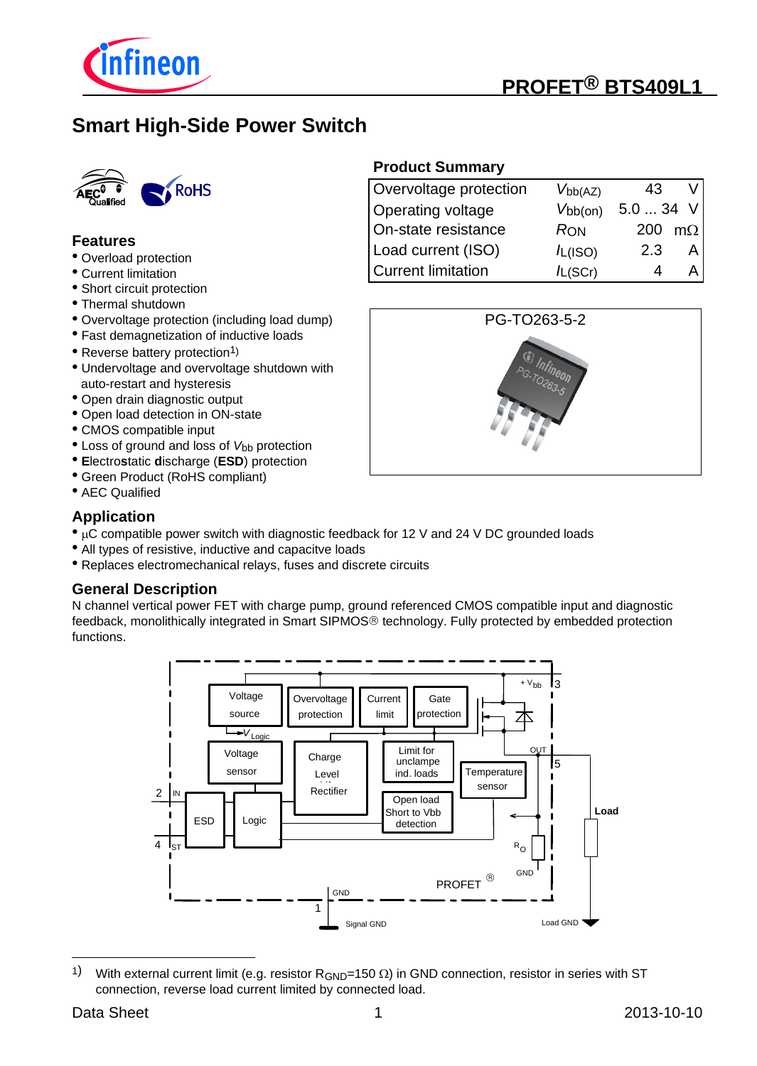# PROFET® BTS409L1

## Smart High-Side Power Switch

### Features

- Overload protection
- Current limitation
- Short circuit protection
- Thermal shutdown
- Overvoltage protection (including load dump)
- Fast demagnetization of inductive loads
- Reverse battery protection[1)]
- Undervoltage and overvoltage shutdown with auto-restart and hysteresis
- Open drain diagnostic output
- Open load detection in ON-state
- CMOS compatible input
- Loss of ground and loss of $V_{bb}$ protection
- **E**lectro**st**atic **d**ischarge (**ESD**) protection
- Green Product (RoHS compliant)
- AEC Qualified

### Product Summary

| | | | |
|---|---|---|---|
| Overvoltage protection | $V_{bb(AZ)}$ | 43 | V |
| Operating voltage | $V_{bb(on)}$ | 5.0 ... 34 | V |
| On-state resistance | $R_{ON}$ | 200 | mΩ |
| Load current (ISO) | $I_{L(ISO)}$ | 2.3 | A |
| Current limitation | $I_{L(SCr)}$ | 4 | A |

PG-TO263-5-2

### Application

- µC compatible power switch with diagnostic feedback for 12 V and 24 V DC grounded loads
- All types of resistive, inductive and capacitve loads
- Replaces electromechanical relays, fuses and discrete circuits

### General Description

N channel vertical power FET with charge pump, ground referenced CMOS compatible input and diagnostic feedback, monolithically integrated in Smart SIPMOS® technology. Fully protected by embedded protection functions.

---

1) With external current limit (e.g. resistor $R_{GND}$=150 Ω) in GND connection, resistor in series with ST connection, reverse load current limited by connected load.

Data Sheet 2013-10-10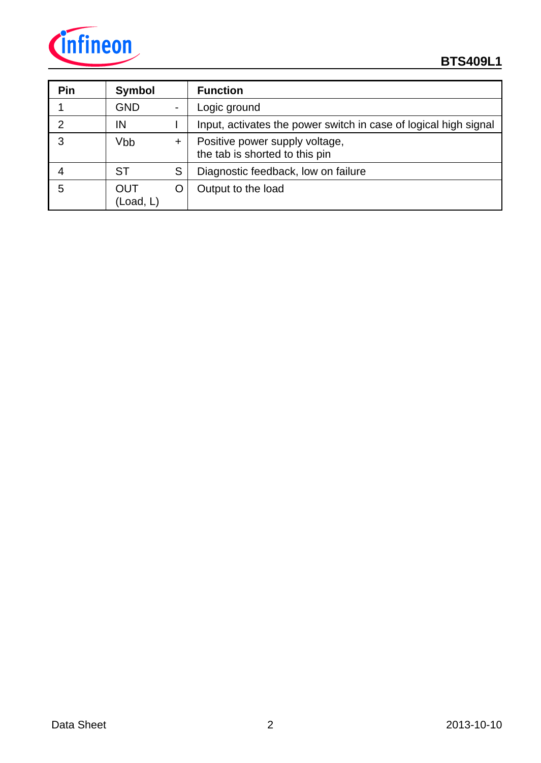| Pin | Symbol | | Function |
|---|---|---|---|
| 1 | GND | - | Logic ground |
| 2 | IN | I | Input, activates the power switch in case of logical high signal |
| 3 | Vbb | + | Positive power supply voltage,<br>the tab is shorted to this pin |
| 4 | ST | S | Diagnostic feedback, low on failure |
| 5 | OUT<br>(Load, L) | O | Output to the load |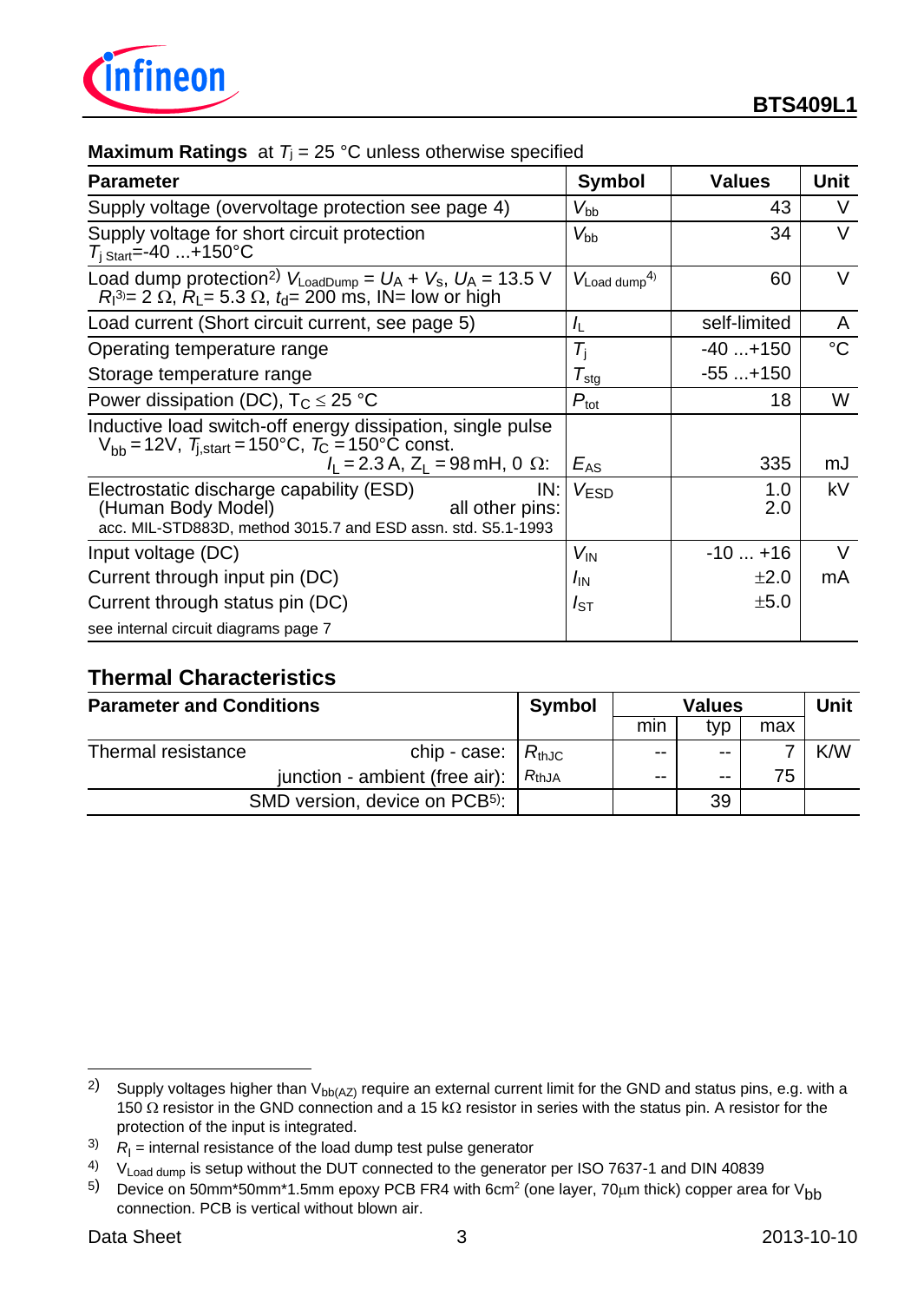**Maximum Ratings** at $T_j$ = 25 °C unless otherwise specified

| Parameter | Symbol | Values | Unit |
|---|---|---|---|
| Supply voltage (overvoltage protection see page 4) | $V_{bb}$ | 43 | V |
| Supply voltage for short circuit protection $T_{j\ Start}$=-40 ...+150°C | $V_{bb}$ | 34 | V |
| Load dump protection[2] $V_{LoadDump} = U_A + V_s$, $U_A$ = 13.5 V $R_I$[3]= 2 Ω, $R_L$= 5.3 Ω, $t_d$= 200 ms, IN= low or high | $V_{Load\ dump}$[4] | 60 | V |
| Load current (Short circuit current, see page 5) | $I_L$ | self-limited | A |
| Operating temperature range | $T_j$ | -40 ...+150 | °C |
| Storage temperature range | $T_{stg}$ | -55 ...+150 | |
| Power dissipation (DC), $T_C \leq$ 25 °C | $P_{tot}$ | 18 | W |
| Inductive load switch-off energy dissipation, single pulse $V_{bb}$ = 12V, $T_{j,start}$ = 150°C, $T_C$ = 150°C const. $I_L$ = 2.3 A, $Z_L$ = 98 mH, 0 Ω: | $E_{AS}$ | 335 | mJ |
| Electrostatic discharge capability (ESD) IN: (Human Body Model) all other pins: acc. MIL-STD883D, method 3015.7 and ESD assn. std. S5.1-1993 | $V_{ESD}$ | 1.0<br>2.0 | kV |
| Input voltage (DC) | $V_{IN}$ | -10 ... +16 | V |
| Current through input pin (DC) | $I_{IN}$ | ±2.0 | mA |
| Current through status pin (DC) | $I_{ST}$ | ±5.0 | |
| see internal circuit diagrams page 7 | | | |

## Thermal Characteristics

| Parameter and Conditions | | Symbol | Values | | | Unit |
|---|---|---|---|---|---|---|
| | | | min | typ | max | |
| Thermal resistance | chip - case: | $R_{thJC}$ | -- | -- | 7 | K/W |
| | junction - ambient (free air): | $R_{thJA}$ | -- | -- | 75 | |
| | SMD version, device on PCB[5]: | | | 39 | | |

---

[2] Supply voltages higher than $V_{bb(AZ)}$ require an external current limit for the GND and status pins, e.g. with a 150 Ω resistor in the GND connection and a 15 kΩ resistor in series with the status pin. A resistor for the protection of the input is integrated.

[3] $R_I$ = internal resistance of the load dump test pulse generator

[4] $V_{Load\ dump}$ is setup without the DUT connected to the generator per ISO 7637-1 and DIN 40839

[5] Device on 50mm*50mm*1.5mm epoxy PCB FR4 with 6cm² (one layer, 70µm thick) copper area for $V_{bb}$ connection. PCB is vertical without blown air.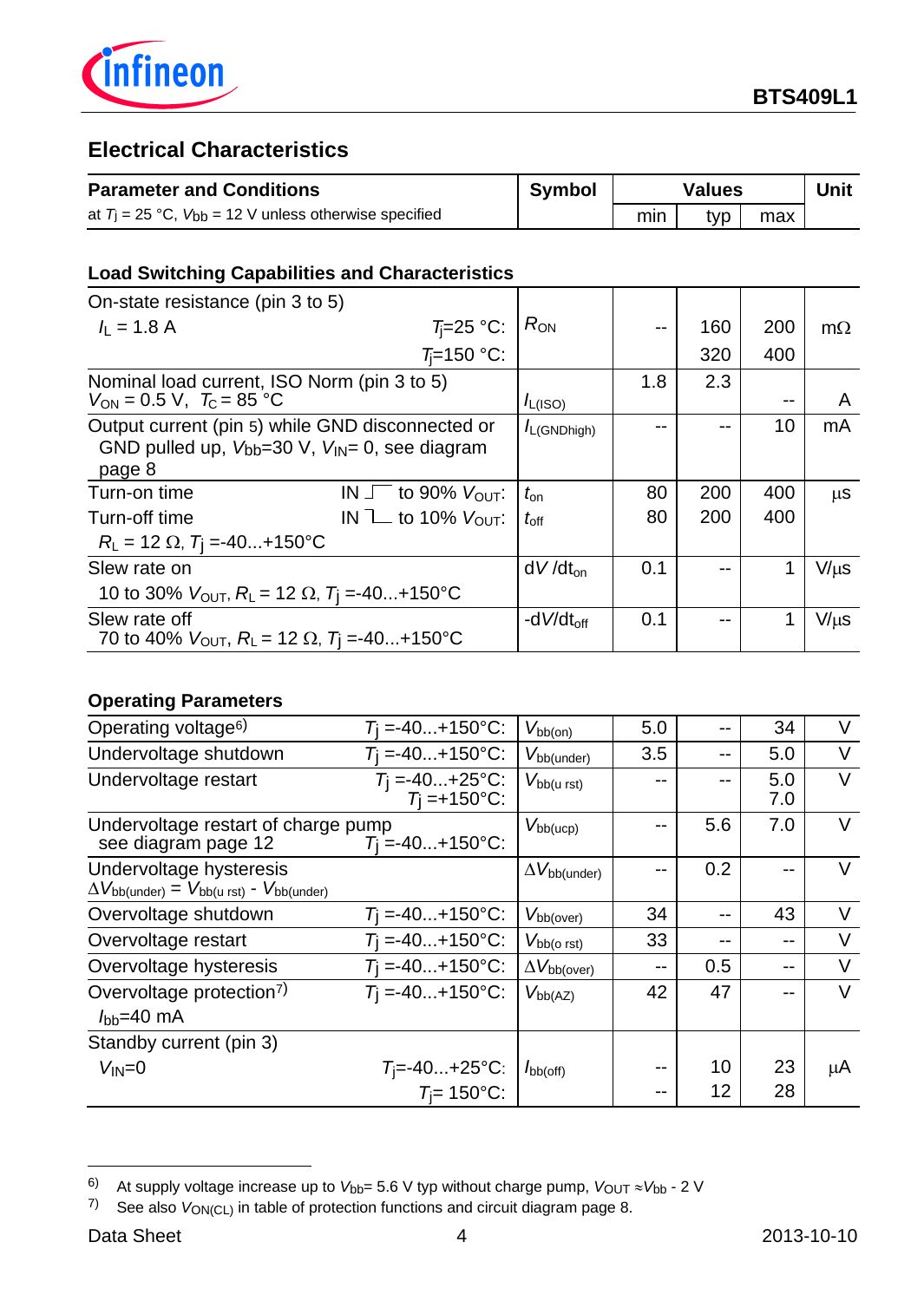## Electrical Characteristics

| Parameter and Conditions | Symbol | Values | | | Unit |
|---|---|---|---|---|---|
| at $T_j$ = 25 °C, $V_{bb}$ = 12 V unless otherwise specified | | min | typ | max | |

### Load Switching Capabilities and Characteristics

| Parameter and Conditions | Symbol | min | typ | max | Unit |
|---|---|---|---|---|---|
| On-state resistance (pin 3 to 5) $I_L$ = 1.8 A, $T_j$=25 °C: | $R_{ON}$ | -- | 160 | 200 | mΩ |
| $T_j$=150 °C: | | | 320 | 400 | |
| Nominal load current, ISO Norm (pin 3 to 5) $V_{ON}$ = 0.5 V, $T_C$ = 85 °C | $I_{L(ISO)}$ | 1.8 | 2.3 | -- | A |
| Output current (pin 5) while GND disconnected or GND pulled up, $V_{bb}$=30 V, $V_{IN}$= 0, see diagram page 8 | $I_{L(GNDhigh)}$ | -- | -- | 10 | mA |
| Turn-on time, IN ⎍ to 90% $V_{OUT}$: | $t_{on}$ | 80 | 200 | 400 | µs |
| Turn-off time, IN ⎍ to 10% $V_{OUT}$: $R_L$ = 12 Ω, $T_j$ =-40...+150°C | $t_{off}$ | 80 | 200 | 400 | |
| Slew rate on 10 to 30% $V_{OUT}$, $R_L$ = 12 Ω, $T_j$ =-40...+150°C | $dV/dt_{on}$ | 0.1 | -- | 1 | V/µs |
| Slew rate off 70 to 40% $V_{OUT}$, $R_L$ = 12 Ω, $T_j$ =-40...+150°C | $-dV/dt_{off}$ | 0.1 | -- | 1 | V/µs |

### Operating Parameters

| Parameter and Conditions | Symbol | min | typ | max | Unit |
|---|---|---|---|---|---|
| Operating voltage[6) ] $T_j$ =-40...+150°C: | $V_{bb(on)}$ | 5.0 | -- | 34 | V |
| Undervoltage shutdown $T_j$ =-40...+150°C: | $V_{bb(under)}$ | 3.5 | -- | 5.0 | V |
| Undervoltage restart $T_j$ =-40...+25°C: | $V_{bb(u\ rst)}$ | -- | -- | 5.0 | V |
| $T_j$ =+150°C: | | | | 7.0 | |
| Undervoltage restart of charge pump, see diagram page 12, $T_j$ =-40...+150°C: | $V_{bb(ucp)}$ | -- | 5.6 | 7.0 | V |
| Undervoltage hysteresis $\Delta V_{bb(under)} = V_{bb(u\ rst)} - V_{bb(under)}$ | $\Delta V_{bb(under)}$ | -- | 0.2 | -- | V |
| Overvoltage shutdown $T_j$ =-40...+150°C: | $V_{bb(over)}$ | 34 | -- | 43 | V |
| Overvoltage restart $T_j$ =-40...+150°C: | $V_{bb(o\ rst)}$ | 33 | -- | -- | V |
| Overvoltage hysteresis $T_j$ =-40...+150°C: | $\Delta V_{bb(over)}$ | -- | 0.5 | -- | V |
| Overvoltage protection[7)] $T_j$ =-40...+150°C: $I_{bb}$=40 mA | $V_{bb(AZ)}$ | 42 | 47 | -- | V |
| Standby current (pin 3) $V_{IN}$=0, $T_j$=-40...+25°C: | $I_{bb(off)}$ | -- | 10 | 23 | µA |
| $T_j$= 150°C: | | -- | 12 | 28 | |

---

6) At supply voltage increase up to $V_{bb}$= 5.6 V typ without charge pump, $V_{OUT} \approx V_{bb}$ - 2 V

7) See also $V_{ON(CL)}$ in table of protection functions and circuit diagram page 8.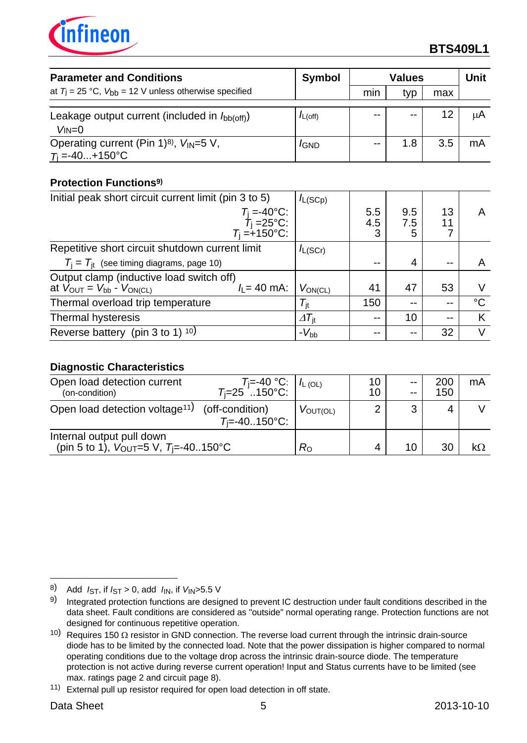| Parameter and Conditions<br>at $T_j$ = 25 °C, $V_{bb}$ = 12 V unless otherwise specified | Symbol | Values | | | Unit |
|---|---|---|---|---|---|
| | | min | typ | max | |
| Leakage output current (included in $I_{bb(off)}$)<br>$V_{IN}$=0 | $I_{L(off)}$ | -- | -- | 12 | µA |
| Operating current (Pin 1)[8], $V_{IN}$=5 V,<br>$T_j$ =-40...+150°C | $I_{GND}$ | -- | 1.8 | 3.5 | mA |

**Protection Functions**[9]

| Parameter and Conditions | Symbol | min | typ | max | Unit |
|---|---|---|---|---|---|
| Initial peak short circuit current limit (pin 3 to 5)<br>$T_j$ =-40°C:<br>$T_j$ =25°C:<br>$T_j$ =+150°C: | $I_{L(SCp)}$ | <br>5.5<br>4.5<br>3 | <br>9.5<br>7.5<br>5 | <br>13<br>11<br>7 | A |
| Repetitive short circuit shutdown current limit<br>$T_j$ = $T_{jt}$ (see timing diagrams, page 10) | $I_{L(SCr)}$ | -- | 4 | -- | A |
| Output clamp (inductive load switch off)<br>at $V_{OUT}$ = $V_{bb}$ - $V_{ON(CL)}$ $I_L$= 40 mA: | $V_{ON(CL)}$ | 41 | 47 | 53 | V |
| Thermal overload trip temperature | $T_{jt}$ | 150 | -- | -- | °C |
| Thermal hysteresis | $\Delta T_{jt}$ | -- | 10 | -- | K |
| Reverse battery (pin 3 to 1) [10] | $-V_{bb}$ | -- | -- | 32 | V |

**Diagnostic Characteristics**

| Parameter and Conditions | Symbol | min | typ | max | Unit |
|---|---|---|---|---|---|
| Open load detection current (on-condition) $T_j$=-40 °C:<br>$T_j$=25 ..150°C: | $I_{L(OL)}$ | 10<br>10 | --<br>-- | 200<br>150 | mA |
| Open load detection voltage[11] (off-condition)<br>$T_j$=-40..150°C: | $V_{OUT(OL)}$ | 2 | 3 | 4 | V |
| Internal output pull down<br>(pin 5 to 1), $V_{OUT}$=5 V, $T_j$=-40..150°C | $R_O$ | 4 | 10 | 30 | kΩ |

---

8) Add $I_{ST}$, if $I_{ST}$ > 0, add $I_{IN}$, if $V_{IN}$>5.5 V

9) Integrated protection functions are designed to prevent IC destruction under fault conditions described in the data sheet. Fault conditions are considered as "outside" normal operating range. Protection functions are not designed for continuous repetitive operation.

10) Requires 150 Ω resistor in GND connection. The reverse load current through the intrinsic drain-source diode has to be limited by the connected load. Note that the power dissipation is higher compared to normal operating conditions due to the voltage drop across the intrinsic drain-source diode. The temperature protection is not active during reverse current operation! Input and Status currents have to be limited (see max. ratings page 2 and circuit page 8).

11) External pull up resistor required for open load detection in off state.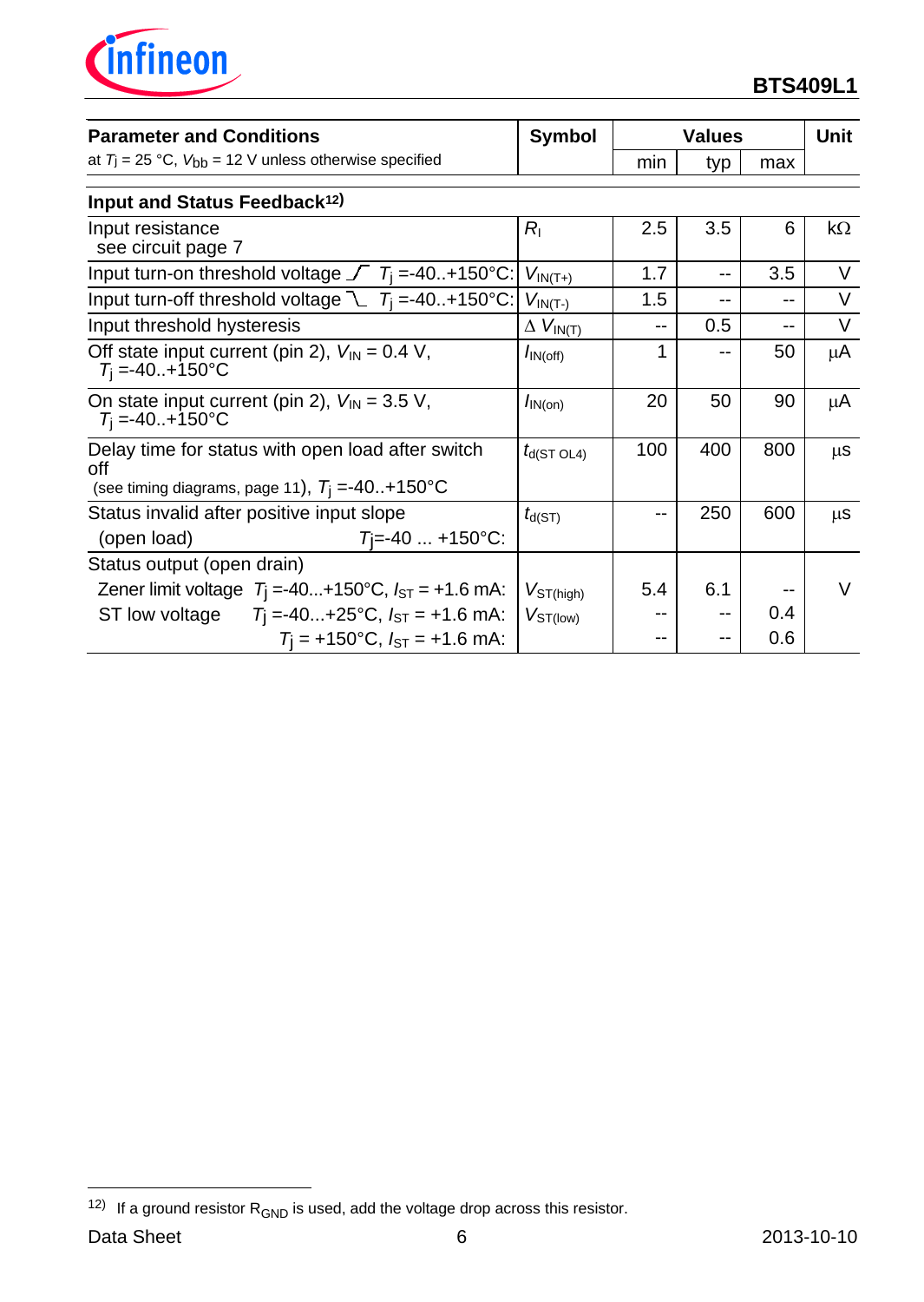| Parameter and Conditions<br>at $T_j$ = 25 °C, $V_{bb}$ = 12 V unless otherwise specified | Symbol | Values | | | Unit |
|---|---|---|---|---|---|
| | | min | typ | max | |
| **Input and Status Feedback**[12)] | | | | | |
| Input resistance<br>see circuit page 7 | $R_I$ | 2.5 | 3.5 | 6 | kΩ |
| Input turn-on threshold voltage ⎯⎡ $T_j$ =-40..+150°C: | $V_{IN(T+)}$ | 1.7 | -- | 3.5 | V |
| Input turn-off threshold voltage ⎺⎣ $T_j$ =-40..+150°C: | $V_{IN(T-)}$ | 1.5 | -- | -- | V |
| Input threshold hysteresis | $\Delta V_{IN(T)}$ | -- | 0.5 | -- | V |
| Off state input current (pin 2), $V_{IN}$ = 0.4 V,<br>$T_j$ =-40..+150°C | $I_{IN(off)}$ | 1 | -- | 50 | µA |
| On state input current (pin 2), $V_{IN}$ = 3.5 V,<br>$T_j$ =-40..+150°C | $I_{IN(on)}$ | 20 | 50 | 90 | µA |
| Delay time for status with open load after switch off<br>(see timing diagrams, page 11), $T_j$ =-40..+150°C | $t_{d(ST\ OL4)}$ | 100 | 400 | 800 | µs |
| Status invalid after positive input slope<br>(open load) $T_j$=-40 ... +150°C: | $t_{d(ST)}$ | -- | 250 | 600 | µs |
| Status output (open drain)<br>Zener limit voltage $T_j$ =-40...+150°C, $I_{ST}$ = +1.6 mA: | $V_{ST(high)}$ | 5.4 | 6.1 | -- | V |
| ST low voltage $T_j$ =-40...+25°C, $I_{ST}$ = +1.6 mA: | $V_{ST(low)}$ | -- | -- | 0.4 | V |
| $T_j$ = +150°C, $I_{ST}$ = +1.6 mA: | | -- | -- | 0.6 | V |

12) If a ground resistor $R_{GND}$ is used, add the voltage drop across this resistor.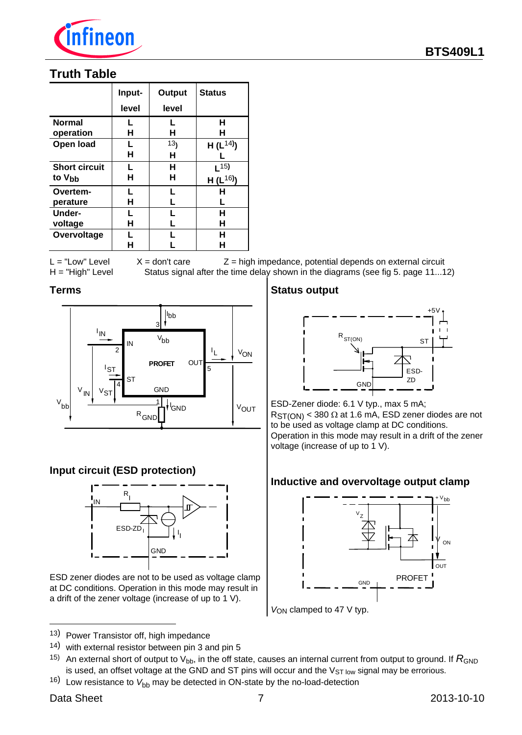## Truth Table

| | Input-level | Output level | Status |
|---|---|---|---|
| Normal operation | L<br>H | L<br>H | H<br>H |
| Open load | L<br>H | 13)<br>H | H (L[14])<br>L |
| Short circuit to $V_{bb}$ | L<br>H | H<br>H | L[15]<br>H (L[16]) |
| Overtemperature | L<br>H | L<br>L | H<br>L |
| Undervoltage | L<br>H | L<br>L | H<br>H |
| Overvoltage | L<br>H | L<br>L | H<br>H |

L = "Low" Level  X = don't care  Z = high impedance, potential depends on external circuit
H = "High" Level  Status signal after the time delay shown in the diagrams (see fig 5. page 11...12)

## Terms

## Status output

ESD-Zener diode: 6.1 V typ., max 5 mA;
$R_{ST(ON)}$ < 380 Ω at 1.6 mA, ESD zener diodes are not to be used as voltage clamp at DC conditions. Operation in this mode may result in a drift of the zener voltage (increase of up to 1 V).

## Input circuit (ESD protection)

ESD zener diodes are not to be used as voltage clamp at DC conditions. Operation in this mode may result in a drift of the zener voltage (increase of up to 1 V).

## Inductive and overvoltage output clamp

$V_{ON}$ clamped to 47 V typ.

---

13) Power Transistor off, high impedance

14) with external resistor between pin 3 and pin 5

15) An external short of output to $V_{bb}$, in the off state, causes an internal current from output to ground. If $R_{GND}$ is used, an offset voltage at the GND and ST pins will occur and the $V_{ST\ low}$ signal may be errorious.

16) Low resistance to $V_{bb}$ may be detected in ON-state by the no-load-detection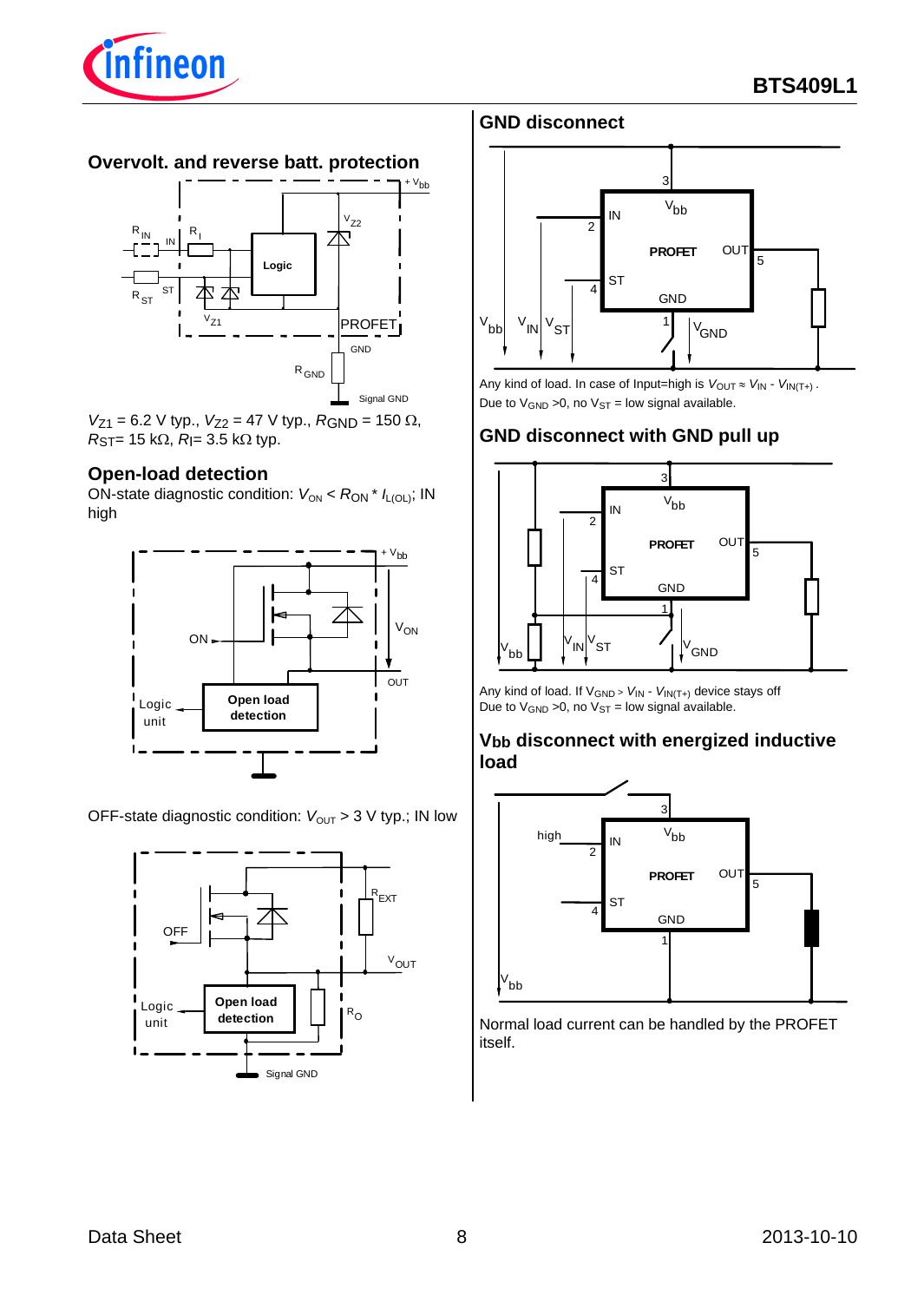## Overvolt. and reverse batt. protection

$V_{Z1}$ = 6.2 V typ., $V_{Z2}$ = 47 V typ., $R_{GND}$ = 150 Ω, $R_{ST}$= 15 kΩ, $R_I$= 3.5 kΩ typ.

## Open-load detection

ON-state diagnostic condition: $V_{ON} < R_{ON} * I_{L(OL)}$; IN high

OFF-state diagnostic condition: $V_{OUT}$ > 3 V typ.; IN low

## GND disconnect

Any kind of load. In case of Input=high is $V_{OUT} \approx V_{IN} - V_{IN(T+)}$ .

Due to $V_{GND}$ >0, no $V_{ST}$ = low signal available.

## GND disconnect with GND pull up

Any kind of load. If $V_{GND} > V_{IN} - V_{IN(T+)}$ device stays off

Due to $V_{GND}$ >0, no $V_{ST}$ = low signal available.

## Vbb disconnect with energized inductive load

Normal load current can be handled by the PROFET itself.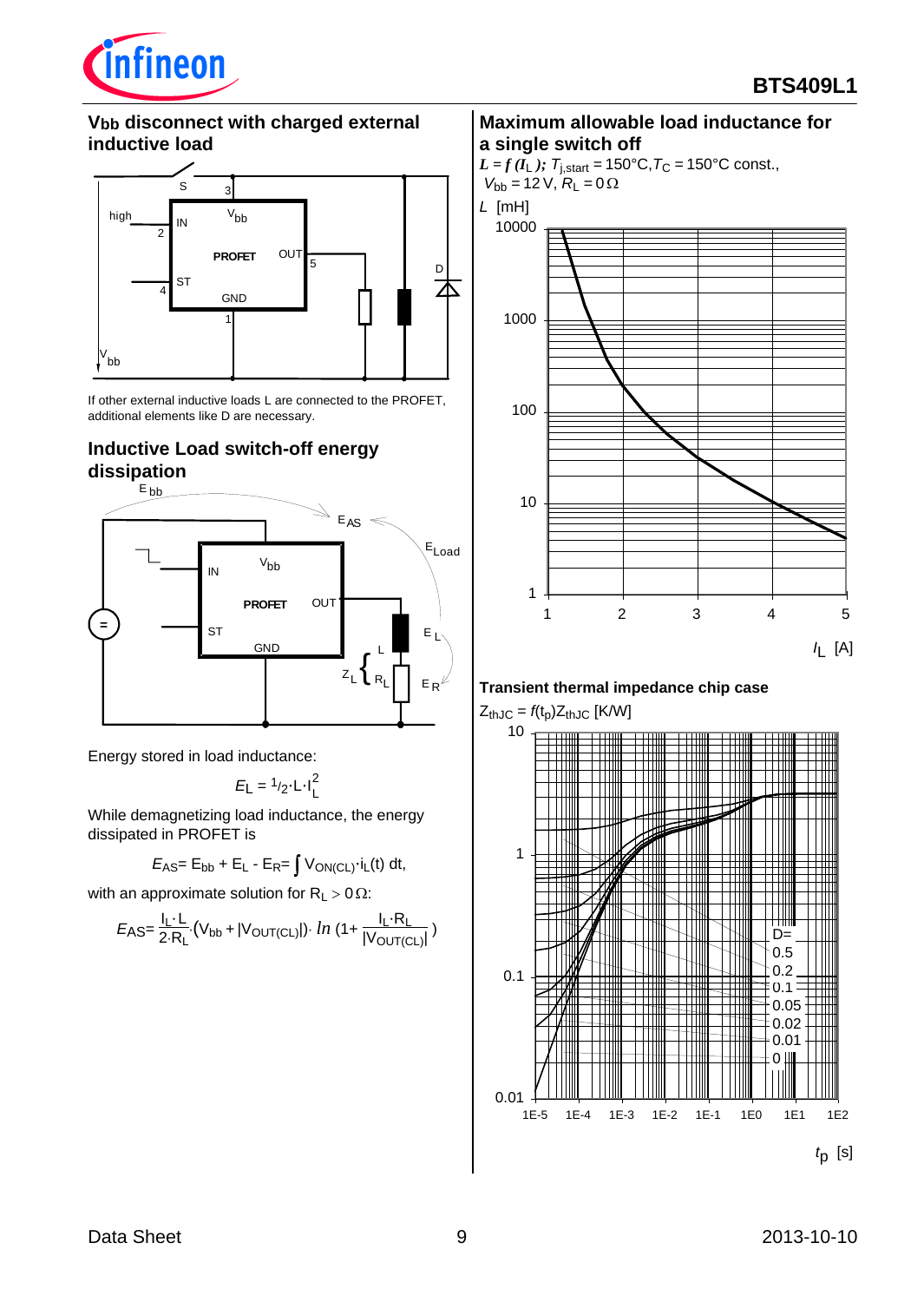## $V_{bb}$ disconnect with charged external inductive load

If other external inductive loads L are connected to the PROFET, additional elements like D are necessary.

## Inductive Load switch-off energy dissipation

Energy stored in load inductance:

$$E_L = \frac{1}{2} \cdot L \cdot I_L^2$$

While demagnetizing load inductance, the energy dissipated in PROFET is

$$E_{AS} = E_{bb} + E_L - E_R = \int V_{ON(CL)} \cdot i_L(t)\, dt,$$

with an approximate solution for $R_L > 0\,\Omega$:

$$E_{AS} = \frac{I_L \cdot L}{2 \cdot R_L} \cdot (V_{bb} + |V_{OUT(CL)}|) \cdot \ln\left(1 + \frac{I_L \cdot R_L}{|V_{OUT(CL)}|}\right)$$

## Maximum allowable load inductance for a single switch off

$L = f(I_L)$; $T_{j,start} = 150°C, T_C = 150°C$ const., $V_{bb} = 12\,V$, $R_L = 0\,\Omega$

## Transient thermal impedance chip case

$Z_{thJC} = f(t_p)$ $Z_{thJC}$ [K/W]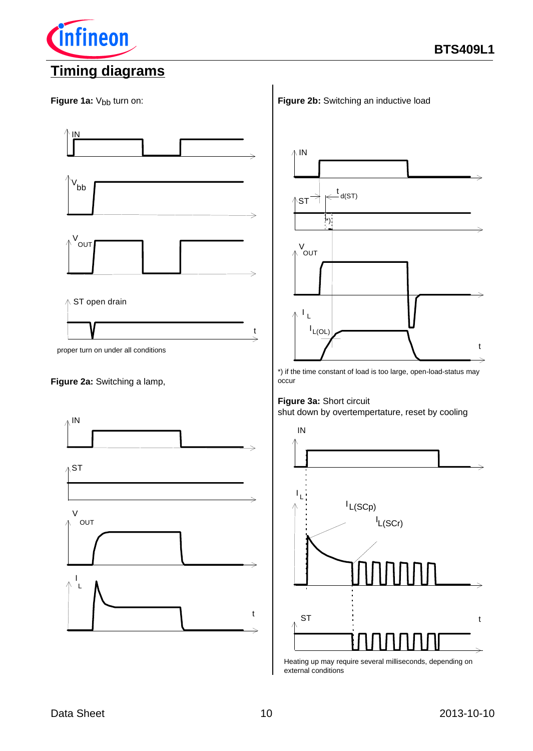# Timing diagrams

**Figure 1a:** $V_{bb}$ turn on:

proper turn on under all conditions

**Figure 2a:** Switching a lamp,

**Figure 2b:** Switching an inductive load

*) if the time constant of load is too large, open-load-status may occur

**Figure 3a:** Short circuit
shut down by overtempertature, reset by cooling

Heating up may require several milliseconds, depending on external conditions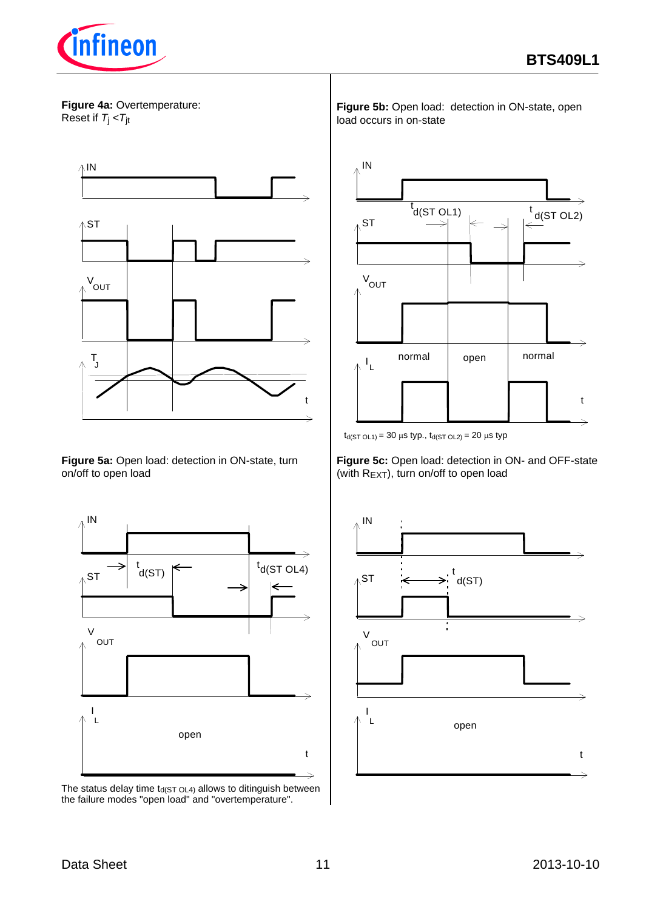**Figure 4a:** Overtemperature:
Reset if $T_j < T_{jt}$

**Figure 5b:** Open load: detection in ON-state, open load occurs in on-state

$t_{d(ST\ OL1)}$ = 30 µs typ., $t_{d(ST\ OL2)}$ = 20 µs typ

**Figure 5a:** Open load: detection in ON-state, turn on/off to open load

The status delay time $t_{d(ST\ OL4)}$ allows to ditinguish between the failure modes "open load" and "overtemperature".

**Figure 5c:** Open load: detection in ON- and OFF-state (with $R_{EXT}$), turn on/off to open load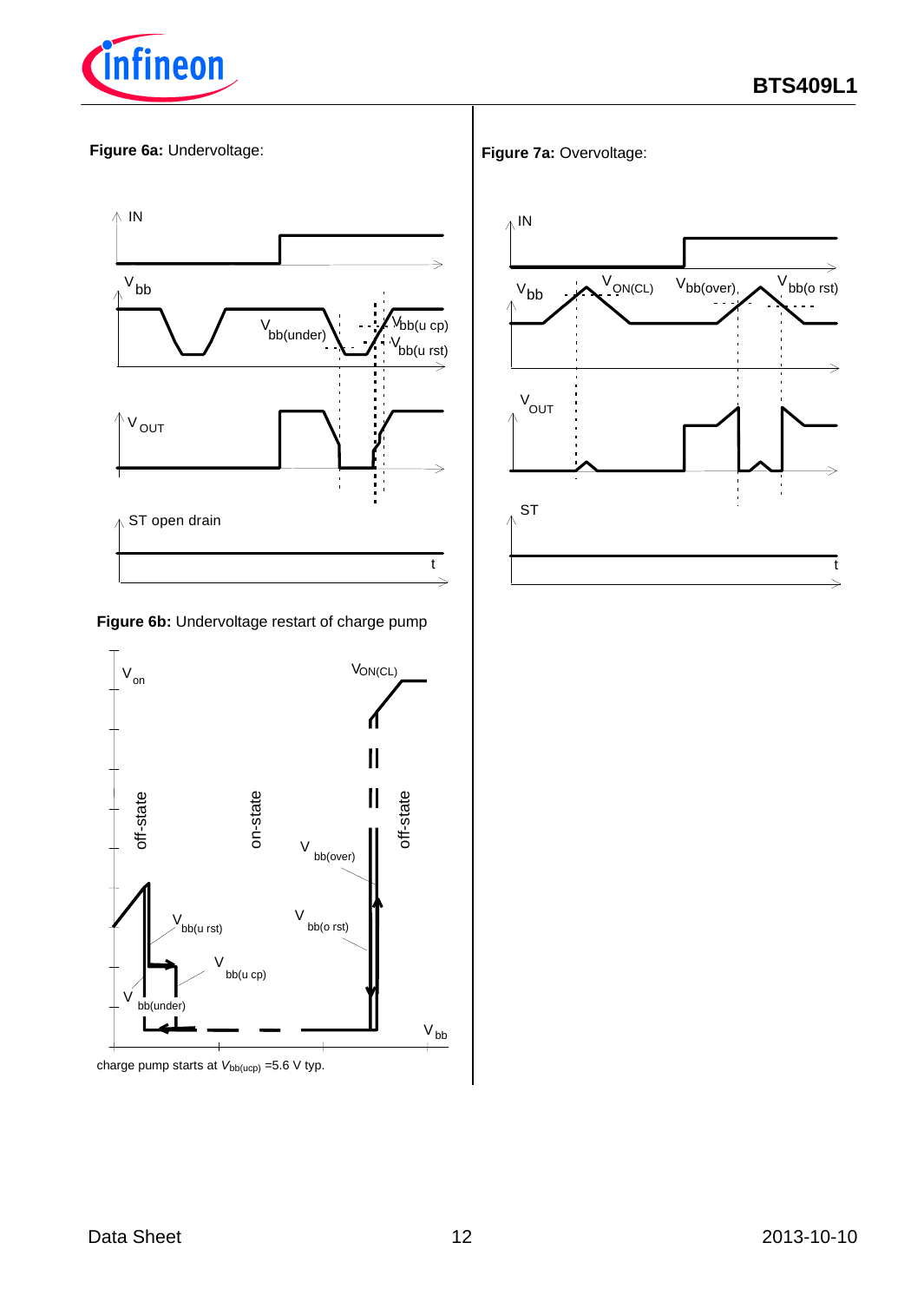**Figure 6a:** Undervoltage:

**Figure 6b:** Undervoltage restart of charge pump

charge pump starts at $V_{bb(ucp)}$ =5.6 V typ.

**Figure 7a:** Overvoltage: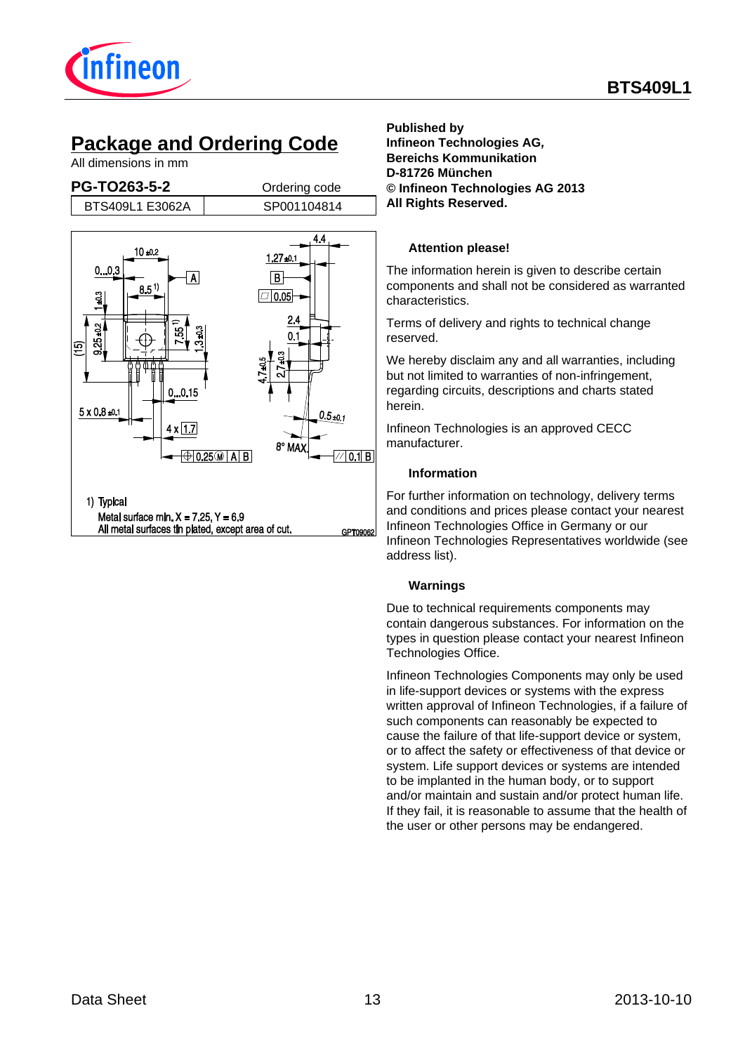## Package and Ordering Code

All dimensions in mm

| PG-TO263-5-2 | Ordering code |
|---|---|
| BTS409L1 E3062A | SP001104814 |

10 ±0.2
0...0.3
8.5 1)
A
1 ±0.3
9.25 ±0.2
(15)
7.55 1)
1.3 ±0.3
0...0.15
5 x 0.8 ±0.1
4 x 1.7
0.25 M A B
4.4
1.27 ±0.1
B
0.05
2.4
0.1
4.7 ±0.5
2.7 ±0.3
0.5 ±0.1
8° MAX.
0.1 B

1) Typical
Metal surface min. X = 7.25, Y = 6.9
All metal surfaces tin plated, except area of cut.

GPT09062

**Published by**
**Infineon Technologies AG,**
**Bereichs Kommunikation**
**D-81726 München**
**© Infineon Technologies AG 2013**
**All Rights Reserved.**

### Attention please!

The information herein is given to describe certain components and shall not be considered as warranted characteristics.

Terms of delivery and rights to technical change reserved.

We hereby disclaim any and all warranties, including but not limited to warranties of non-infringement, regarding circuits, descriptions and charts stated herein.

Infineon Technologies is an approved CECC manufacturer.

### Information

For further information on technology, delivery terms and conditions and prices please contact your nearest Infineon Technologies Office in Germany or our Infineon Technologies Representatives worldwide (see address list).

### Warnings

Due to technical requirements components may contain dangerous substances. For information on the types in question please contact your nearest Infineon Technologies Office.

Infineon Technologies Components may only be used in life-support devices or systems with the express written approval of Infineon Technologies, if a failure of such components can reasonably be expected to cause the failure of that life-support device or system, or to affect the safety or effectiveness of that device or system. Life support devices or systems are intended to be implanted in the human body, or to support and/or maintain and sustain and/or protect human life. If they fail, it is reasonable to assume that the health of the user or other persons may be endangered.